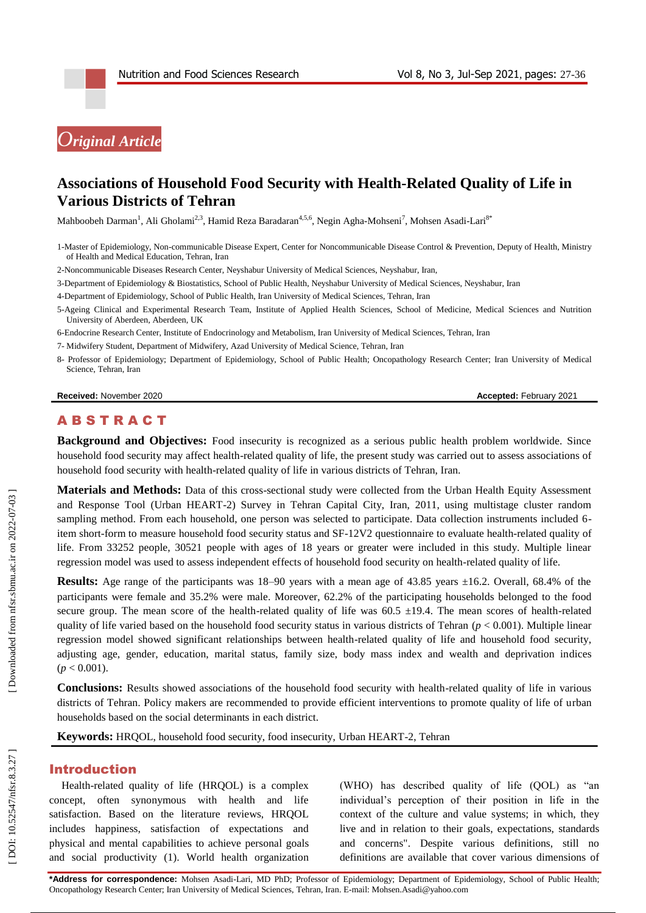*Original Article*

# Associations of Household Food Security with Health-Related Quality of Life in Various Districts of Tehran

Mahboobeh Darman[1], Ali Gholami[2,3], Hamid Reza Baradaran[4,5,6], Negin Agha-Mohseni[7], Mohsen Asadi-Lari[8*]

1-Master of Epidemiology, Non-communicable Disease Expert, Center for Noncommunicable Disease Control & Prevention, Deputy of Health, Ministry of Health and Medical Education, Tehran, Iran

2-Noncommunicable Diseases Research Center, Neyshabur University of Medical Sciences, Neyshabur, Iran,

3-Department of Epidemiology & Biostatistics, School of Public Health, Neyshabur University of Medical Sciences, Neyshabur, Iran

4-Department of Epidemiology, School of Public Health, Iran University of Medical Sciences, Tehran, Iran

5-Ageing Clinical and Experimental Research Team, Institute of Applied Health Sciences, School of Medicine, Medical Sciences and Nutrition University of Aberdeen, Aberdeen, UK

6-Endocrine Research Center, Institute of Endocrinology and Metabolism, Iran University of Medical Sciences, Tehran, Iran

7- Midwifery Student, Department of Midwifery, Azad University of Medical Science, Tehran, Iran

8- Professor of Epidemiology; Department of Epidemiology, School of Public Health; Oncopathology Research Center; Iran University of Medical Science, Tehran, Iran

**Received:** November 2020 **Accepted:** February 2021

## ABSTRACT

**Background and Objectives:** Food insecurity is recognized as a serious public health problem worldwide. Since household food security may affect health-related quality of life, the present study was carried out to assess associations of household food security with health-related quality of life in various districts of Tehran, Iran.

**Materials and Methods:** Data of this cross-sectional study were collected from the Urban Health Equity Assessment and Response Tool (Urban HEART-2) Survey in Tehran Capital City, Iran, 2011, using multistage cluster random sampling method. From each household, one person was selected to participate. Data collection instruments included 6-item short-form to measure household food security status and SF-12V2 questionnaire to evaluate health-related quality of life. From 33252 people, 30521 people with ages of 18 years or greater were included in this study. Multiple linear regression model was used to assess independent effects of household food security on health-related quality of life.

**Results:** Age range of the participants was 18–90 years with a mean age of 43.85 years ±16.2. Overall, 68.4% of the participants were female and 35.2% were male. Moreover, 62.2% of the participating households belonged to the food secure group. The mean score of the health-related quality of life was 60.5 ±19.4. The mean scores of health-related quality of life varied based on the household food security status in various districts of Tehran ($p < 0.001$). Multiple linear regression model showed significant relationships between health-related quality of life and household food security, adjusting age, gender, education, marital status, family size, body mass index and wealth and deprivation indices ($p < 0.001$).

**Conclusions:** Results showed associations of the household food security with health-related quality of life in various districts of Tehran. Policy makers are recommended to provide efficient interventions to promote quality of life of urban households based on the social determinants in each district.

**Keywords:** HRQOL, household food security, food insecurity, Urban HEART-2, Tehran

## Introduction

Health-related quality of life (HRQOL) is a complex concept, often synonymous with health and life satisfaction. Based on the literature reviews, HRQOL includes happiness, satisfaction of expectations and physical and mental capabilities to achieve personal goals and social productivity (1). World health organization (WHO) has described quality of life (QOL) as "an individual's perception of their position in life in the context of the culture and value systems; in which, they live and in relation to their goals, expectations, standards and concerns". Despite various definitions, still no definitions are available that cover various dimensions of

**\*Address for correspondence:** Mohsen Asadi-Lari, MD PhD; Professor of Epidemiology; Department of Epidemiology, School of Public Health; Oncopathology Research Center; Iran University of Medical Sciences, Tehran, Iran. E-mail: Mohsen.Asadi@yahoo.com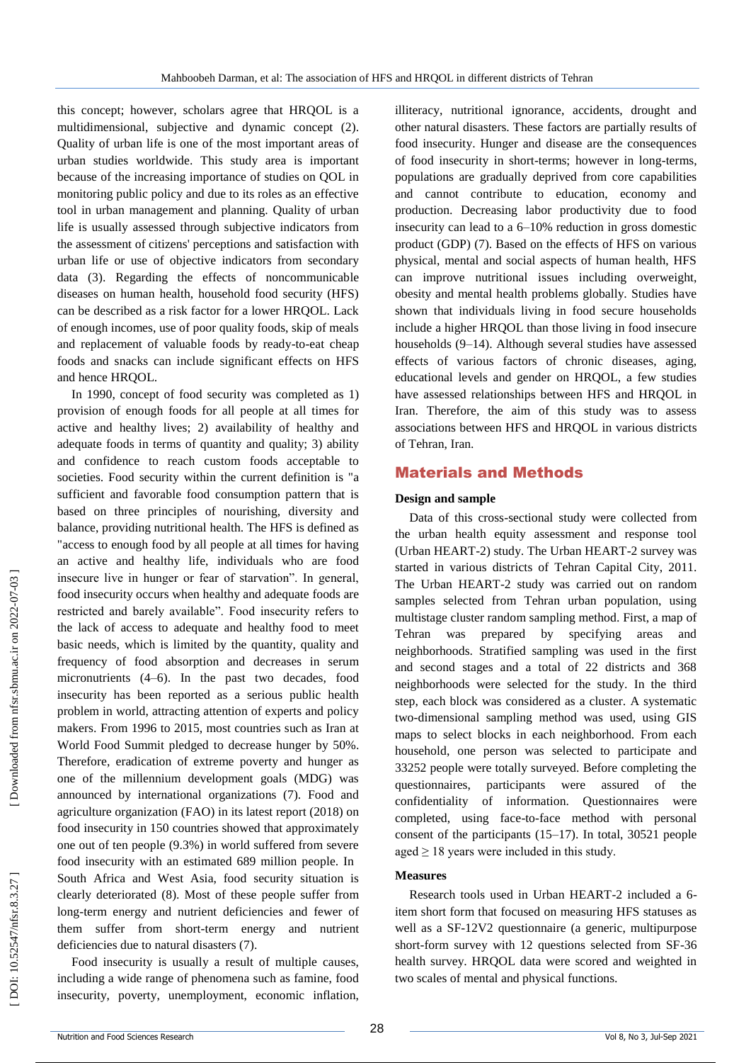this concept; however, scholars agree that HRQOL is a multidimensional, subjective and dynamic concept (2). Quality of urban life is one of the most important areas of urban studies worldwide. This study area is important because of the increasing importance of studies on QOL in monitoring public policy and due to its roles as an effective tool in urban management and planning. Quality of urban life is usually assessed through subjective indicators from the assessment of citizens' perceptions and satisfaction with urban life or use of objective indicators from secondary data (3). Regarding the effects of noncommunicable diseases on human health, household food security (HFS) can be described as a risk factor for a lower HRQOL. Lack of enough incomes, use of poor quality foods, skip of meals and replacement of valuable foods by ready-to-eat cheap foods and snacks can include significant effects on HFS and hence HRQOL.

In 1990, concept of food security was completed as 1) provision of enough foods for all people at all times for active and healthy lives; 2) availability of healthy and adequate foods in terms of quantity and quality; 3) ability and confidence to reach custom foods acceptable to societies. Food security within the current definition is "a sufficient and favorable food consumption pattern that is based on three principles of nourishing, diversity and balance, providing nutritional health. The HFS is defined as "access to enough food by all people at all times for having an active and healthy life, individuals who are food insecure live in hunger or fear of starvation". In general, food insecurity occurs when healthy and adequate foods are restricted and barely available". Food insecurity refers to the lack of access to adequate and healthy food to meet basic needs, which is limited by the quantity, quality and frequency of food absorption and decreases in serum micronutrients (4–6). In the past two decades, food insecurity has been reported as a serious public health problem in world, attracting attention of experts and policy makers. From 1996 to 2015, most countries such as Iran at World Food Summit pledged to decrease hunger by 50%. Therefore, eradication of extreme poverty and hunger as one of the millennium development goals (MDG) was announced by international organizations (7). Food and agriculture organization (FAO) in its latest report (2018) on food insecurity in 150 countries showed that approximately one out of ten people (9.3%) in world suffered from severe food insecurity with an estimated 689 million people. In South Africa and West Asia, food security situation is clearly deteriorated (8). Most of these people suffer from long-term energy and nutrient deficiencies and fewer of them suffer from short-term energy and nutrient deficiencies due to natural disasters (7).

Food insecurity is usually a result of multiple causes, including a wide range of phenomena such as famine, food insecurity, poverty, unemployment, economic inflation, illiteracy, nutritional ignorance, accidents, drought and other natural disasters. These factors are partially results of food insecurity. Hunger and disease are the consequences of food insecurity in short-terms; however in long-terms, populations are gradually deprived from core capabilities and cannot contribute to education, economy and production. Decreasing labor productivity due to food insecurity can lead to a 6–10% reduction in gross domestic product (GDP) (7). Based on the effects of HFS on various physical, mental and social aspects of human health, HFS can improve nutritional issues including overweight, obesity and mental health problems globally. Studies have shown that individuals living in food secure households include a higher HRQOL than those living in food insecure households (9–14). Although several studies have assessed effects of various factors of chronic diseases, aging, educational levels and gender on HRQOL, a few studies have assessed relationships between HFS and HRQOL in Iran. Therefore, the aim of this study was to assess associations between HFS and HRQOL in various districts of Tehran, Iran.

## Materials and Methods

### Design and sample

Data of this cross-sectional study were collected from the urban health equity assessment and response tool (Urban HEART-2) study. The Urban HEART-2 survey was started in various districts of Tehran Capital City, 2011. The Urban HEART-2 study was carried out on random samples selected from Tehran urban population, using multistage cluster random sampling method. First, a map of Tehran was prepared by specifying areas and neighborhoods. Stratified sampling was used in the first and second stages and a total of 22 districts and 368 neighborhoods were selected for the study. In the third step, each block was considered as a cluster. A systematic two-dimensional sampling method was used, using GIS maps to select blocks in each neighborhood. From each household, one person was selected to participate and 33252 people were totally surveyed. Before completing the questionnaires, participants were assured of the confidentiality of information. Questionnaires were completed, using face-to-face method with personal consent of the participants (15–17). In total, 30521 people aged ≥ 18 years were included in this study.

### Measures

Research tools used in Urban HEART-2 included a 6-item short form that focused on measuring HFS statuses as well as a SF-12V2 questionnaire (a generic, multipurpose short-form survey with 12 questions selected from SF-36 health survey. HRQOL data were scored and weighted in two scales of mental and physical functions.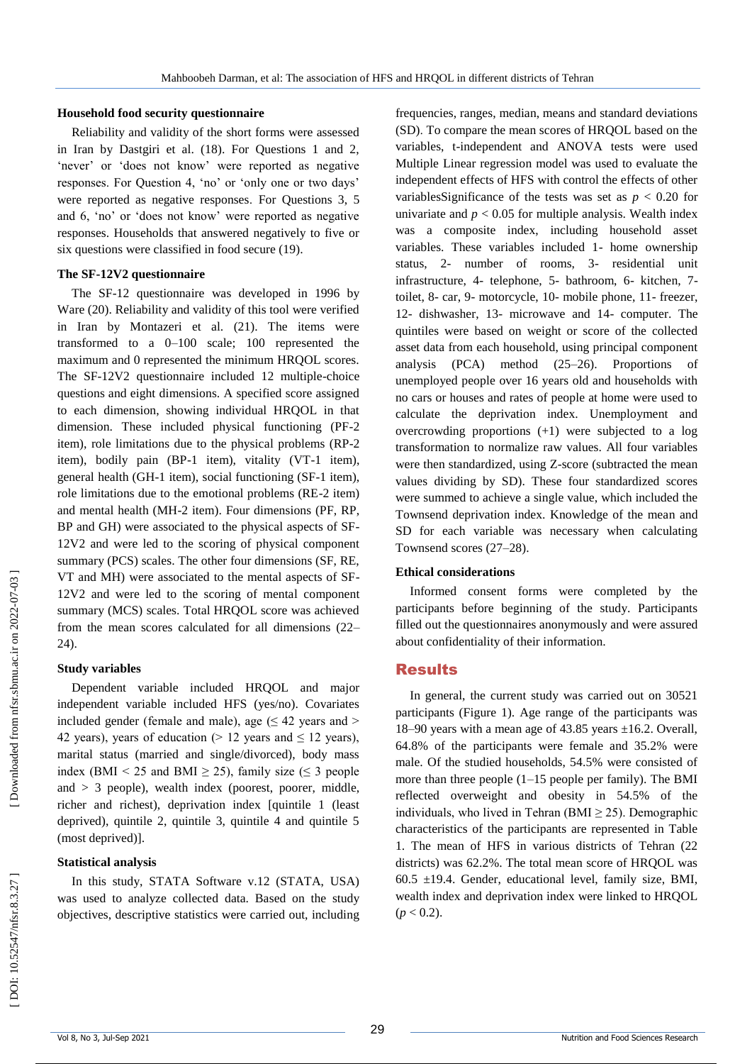#### Household food security questionnaire

Reliability and validity of the short forms were assessed in Iran by Dastgiri et al. (18). For Questions 1 and 2, 'never' or 'does not know' were reported as negative responses. For Question 4, 'no' or 'only one or two days' were reported as negative responses. For Questions 3, 5 and 6, 'no' or 'does not know' were reported as negative responses. Households that answered negatively to five or six questions were classified in food secure (19).

#### The SF-12V2 questionnaire

The SF-12 questionnaire was developed in 1996 by Ware (20). Reliability and validity of this tool were verified in Iran by Montazeri et al. (21). The items were transformed to a 0–100 scale; 100 represented the maximum and 0 represented the minimum HRQOL scores. The SF-12V2 questionnaire included 12 multiple-choice questions and eight dimensions. A specified score assigned to each dimension, showing individual HRQOL in that dimension. These included physical functioning (PF-2 item), role limitations due to the physical problems (RP-2 item), bodily pain (BP-1 item), vitality (VT-1 item), general health (GH-1 item), social functioning (SF-1 item), role limitations due to the emotional problems (RE-2 item) and mental health (MH-2 item). Four dimensions (PF, RP, BP and GH) were associated to the physical aspects of SF-12V2 and were led to the scoring of physical component summary (PCS) scales. The other four dimensions (SF, RE, VT and MH) were associated to the mental aspects of SF-12V2 and were led to the scoring of mental component summary (MCS) scales. Total HRQOL score was achieved from the mean scores calculated for all dimensions (22–24).

#### Study variables

Dependent variable included HRQOL and major independent variable included HFS (yes/no). Covariates included gender (female and male), age ($\leq$ 42 years and $>$ 42 years), years of education ($>$ 12 years and $\leq$ 12 years), marital status (married and single/divorced), body mass index (BMI $<$ 25 and BMI $\geq$ 25), family size ($\leq$ 3 people and $>$ 3 people), wealth index (poorest, poorer, middle, richer and richest), deprivation index [quintile 1 (least deprived), quintile 2, quintile 3, quintile 4 and quintile 5 (most deprived)].

#### Statistical analysis

In this study, STATA Software v.12 (STATA, USA) was used to analyze collected data. Based on the study objectives, descriptive statistics were carried out, including frequencies, ranges, median, means and standard deviations (SD). To compare the mean scores of HRQOL based on the variables, t-independent and ANOVA tests were used Multiple Linear regression model was used to evaluate the independent effects of HFS with control the effects of other variablesSignificance of the tests was set as $p < 0.20$ for univariate and $p < 0.05$ for multiple analysis. Wealth index was a composite index, including household asset variables. These variables included 1- home ownership status, 2- number of rooms, 3- residential unit infrastructure, 4- telephone, 5- bathroom, 6- kitchen, 7- toilet, 8- car, 9- motorcycle, 10- mobile phone, 11- freezer, 12- dishwasher, 13- microwave and 14- computer. The quintiles were based on weight or score of the collected asset data from each household, using principal component analysis (PCA) method (25–26). Proportions of unemployed people over 16 years old and households with no cars or houses and rates of people at home were used to calculate the deprivation index. Unemployment and overcrowding proportions (+1) were subjected to a log transformation to normalize raw values. All four variables were then standardized, using Z-score (subtracted the mean values dividing by SD). These four standardized scores were summed to achieve a single value, which included the Townsend deprivation index. Knowledge of the mean and SD for each variable was necessary when calculating Townsend scores (27–28).

#### Ethical considerations

Informed consent forms were completed by the participants before beginning of the study. Participants filled out the questionnaires anonymously and were assured about confidentiality of their information.

## Results

In general, the current study was carried out on 30521 participants (Figure 1). Age range of the participants was 18–90 years with a mean age of 43.85 years ±16.2. Overall, 64.8% of the participants were female and 35.2% were male. Of the studied households, 54.5% were consisted of more than three people (1–15 people per family). The BMI reflected overweight and obesity in 54.5% of the individuals, who lived in Tehran (BMI $\geq$ 25). Demographic characteristics of the participants are represented in Table 1. The mean of HFS in various districts of Tehran (22 districts) was 62.2%. The total mean score of HRQOL was 60.5 ±19.4. Gender, educational level, family size, BMI, wealth index and deprivation index were linked to HRQOL ($p < 0.2$).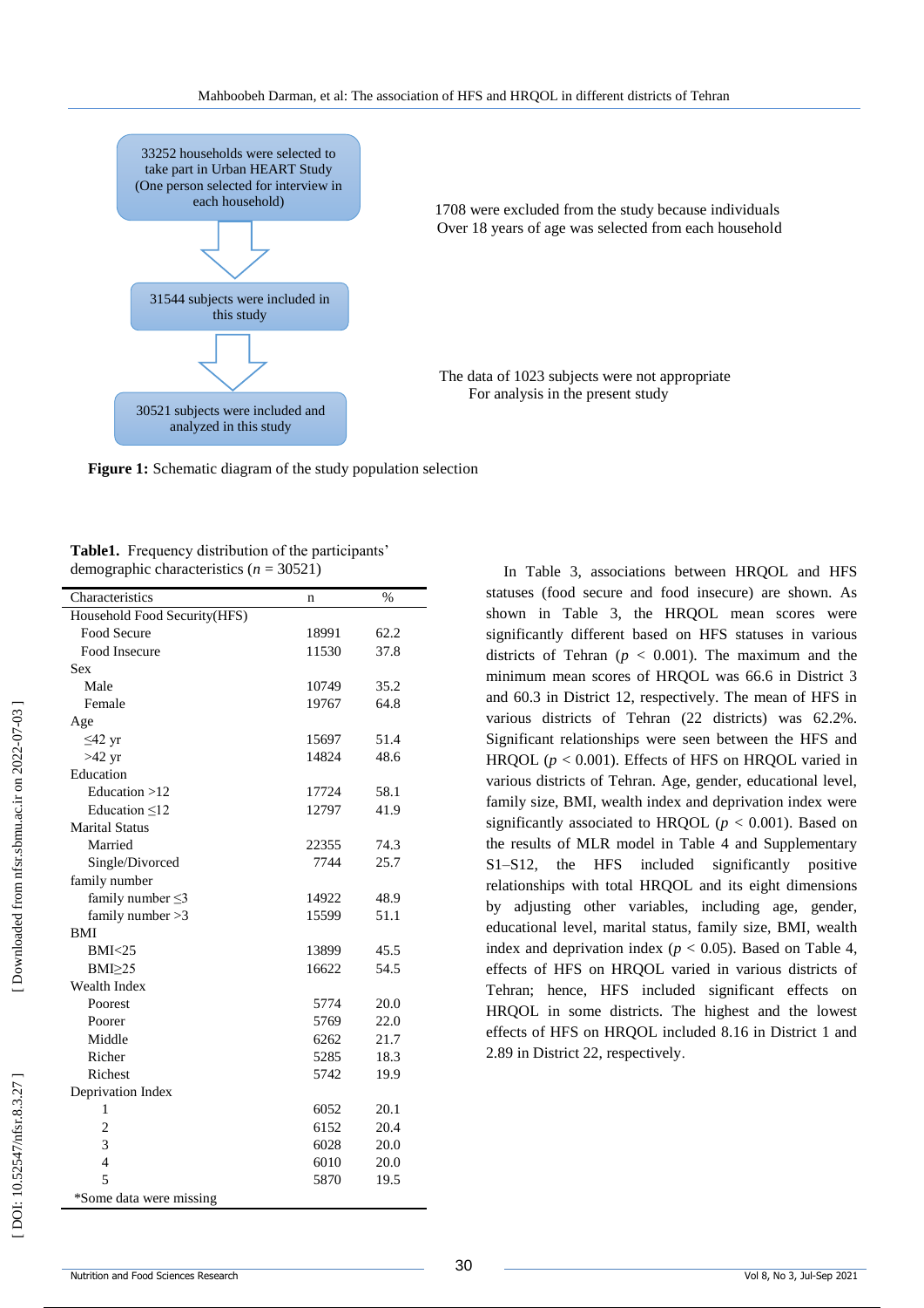33252 households were selected to take part in Urban HEART Study (One person selected for interview in each household)

1708 were excluded from the study because individuals Over 18 years of age was selected from each household

31544 subjects were included in this study

The data of 1023 subjects were not appropriate For analysis in the present study

30521 subjects were included and analyzed in this study

**Figure 1:** Schematic diagram of the study population selection

**Table1.** Frequency distribution of the participants' demographic characteristics ($n$ = 30521)

| Characteristics | n | % |
|---|---|---|
| Household Food Security(HFS) | | |
| Food Secure | 18991 | 62.2 |
| Food Insecure | 11530 | 37.8 |
| Sex | | |
| Male | 10749 | 35.2 |
| Female | 19767 | 64.8 |
| Age | | |
| ≤42 yr | 15697 | 51.4 |
| >42 yr | 14824 | 48.6 |
| Education | | |
| Education >12 | 17724 | 58.1 |
| Education ≤12 | 12797 | 41.9 |
| Marital Status | | |
| Married | 22355 | 74.3 |
| Single/Divorced | 7744 | 25.7 |
| family number | | |
| family number ≤3 | 14922 | 48.9 |
| family number >3 | 15599 | 51.1 |
| BMI | | |
| BMI<25 | 13899 | 45.5 |
| BMI≥25 | 16622 | 54.5 |
| Wealth Index | | |
| Poorest | 5774 | 20.0 |
| Poorer | 5769 | 22.0 |
| Middle | 6262 | 21.7 |
| Richer | 5285 | 18.3 |
| Richest | 5742 | 19.9 |
| Deprivation Index | | |
| 1 | 6052 | 20.1 |
| 2 | 6152 | 20.4 |
| 3 | 6028 | 20.0 |
| 4 | 6010 | 20.0 |
| 5 | 5870 | 19.5 |

*Some data were missing

In Table 3, associations between HRQOL and HFS statuses (food secure and food insecure) are shown. As shown in Table 3, the HRQOL mean scores were significantly different based on HFS statuses in various districts of Tehran ($p < 0.001$). The maximum and the minimum mean scores of HRQOL was 66.6 in District 3 and 60.3 in District 12, respectively. The mean of HFS in various districts of Tehran (22 districts) was 62.2%. Significant relationships were seen between the HFS and HRQOL ($p < 0.001$). Effects of HFS on HRQOL varied in various districts of Tehran. Age, gender, educational level, family size, BMI, wealth index and deprivation index were significantly associated to HRQOL ($p < 0.001$). Based on the results of MLR model in Table 4 and Supplementary S1–S12, the HFS included significantly positive relationships with total HRQOL and its eight dimensions by adjusting other variables, including age, gender, educational level, marital status, family size, BMI, wealth index and deprivation index ($p < 0.05$). Based on Table 4, effects of HFS on HRQOL varied in various districts of Tehran; hence, HFS included significant effects on HRQOL in some districts. The highest and the lowest effects of HFS on HRQOL included 8.16 in District 1 and 2.89 in District 22, respectively.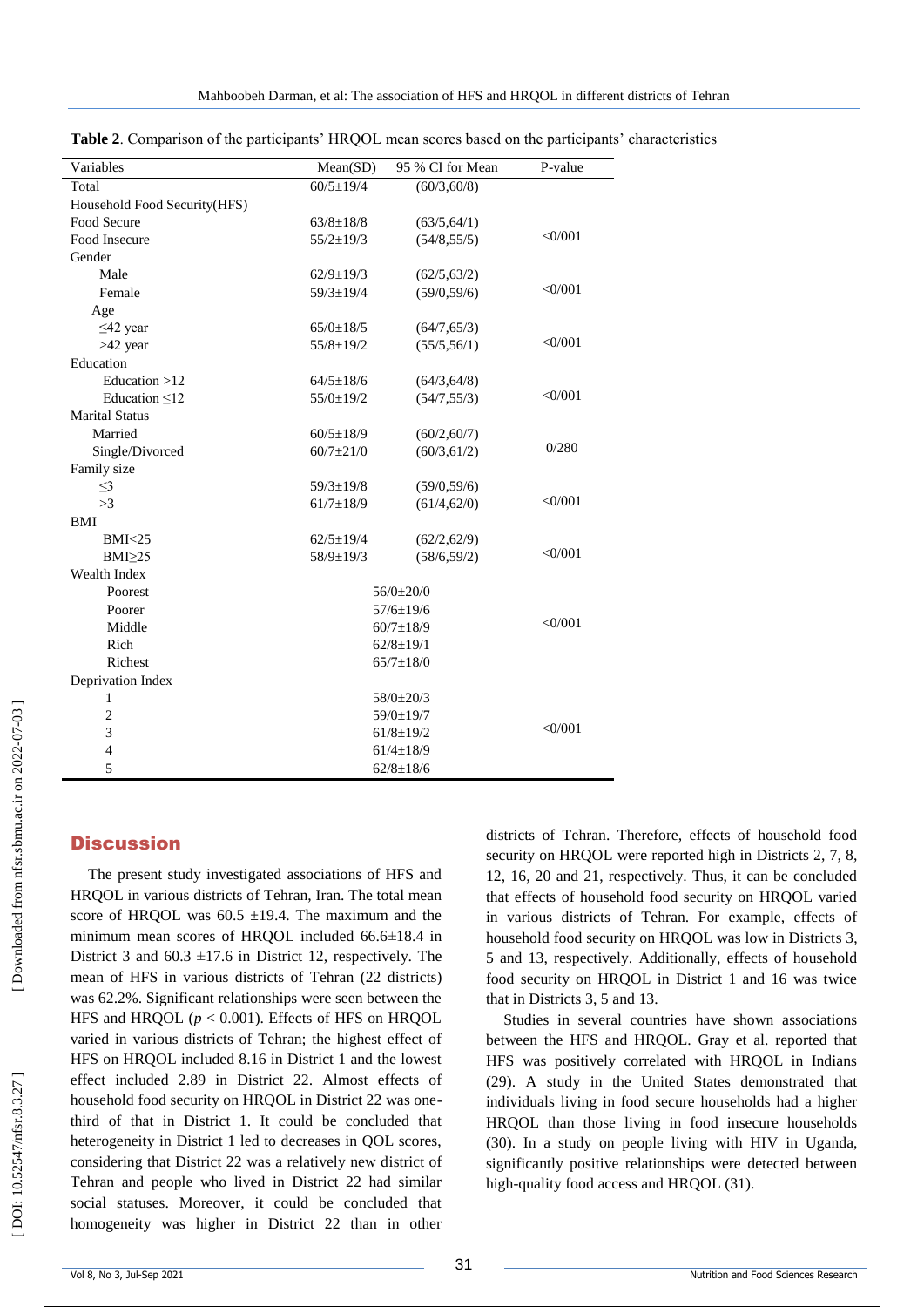**Table 2**. Comparison of the participants' HRQOL mean scores based on the participants' characteristics

| Variables | Mean(SD) | 95 % CI for Mean | P-value |
|---|---|---|---|
| Total | 60/5±19/4 | (60/3,60/8) | |
| Household Food Security(HFS) | | | |
| Food Secure | 63/8±18/8 | (63/5,64/1) | <0/001 |
| Food Insecure | 55/2±19/3 | (54/8,55/5) | |
| Gender | | | |
| Male | 62/9±19/3 | (62/5,63/2) | <0/001 |
| Female | 59/3±19/4 | (59/0,59/6) | |
| Age | | | |
| ≤42 year | 65/0±18/5 | (64/7,65/3) | <0/001 |
| >42 year | 55/8±19/2 | (55/5,56/1) | |
| Education | | | |
| Education >12 | 64/5±18/6 | (64/3,64/8) | <0/001 |
| Education ≤12 | 55/0±19/2 | (54/7,55/3) | |
| Marital Status | | | |
| Married | 60/5±18/9 | (60/2,60/7) | 0/280 |
| Single/Divorced | 60/7±21/0 | (60/3,61/2) | |
| Family size | | | |
| ≤3 | 59/3±19/8 | (59/0,59/6) | <0/001 |
| >3 | 61/7±18/9 | (61/4,62/0) | |
| BMI | | | |
| BMI<25 | 62/5±19/4 | (62/2,62/9) | <0/001 |
| BMI≥25 | 58/9±19/3 | (58/6,59/2) | |
| Wealth Index | | | |
| Poorest | 56/0±20/0 | | <0/001 |
| Poorer | 57/6±19/6 | | |
| Middle | 60/7±18/9 | | |
| Rich | 62/8±19/1 | | |
| Richest | 65/7±18/0 | | |
| Deprivation Index | | | |
| 1 | 58/0±20/3 | | <0/001 |
| 2 | 59/0±19/7 | | |
| 3 | 61/8±19/2 | | |
| 4 | 61/4±18/9 | | |
| 5 | 62/8±18/6 | | |

## Discussion

The present study investigated associations of HFS and HRQOL in various districts of Tehran, Iran. The total mean score of HRQOL was 60.5 ±19.4. The maximum and the minimum mean scores of HRQOL included 66.6±18.4 in District 3 and 60.3 ±17.6 in District 12, respectively. The mean of HFS in various districts of Tehran (22 districts) was 62.2%. Significant relationships were seen between the HFS and HRQOL ($p < 0.001$). Effects of HFS on HRQOL varied in various districts of Tehran; the highest effect of HFS on HRQOL included 8.16 in District 1 and the lowest effect included 2.89 in District 22. Almost effects of household food security on HRQOL in District 22 was one-third of that in District 1. It could be concluded that heterogeneity in District 1 led to decreases in QOL scores, considering that District 22 was a relatively new district of Tehran and people who lived in District 22 had similar social statuses. Moreover, it could be concluded that homogeneity was higher in District 22 than in other districts of Tehran. Therefore, effects of household food security on HRQOL were reported high in Districts 2, 7, 8, 12, 16, 20 and 21, respectively. Thus, it can be concluded that effects of household food security on HRQOL varied in various districts of Tehran. For example, effects of household food security on HRQOL was low in Districts 3, 5 and 13, respectively. Additionally, effects of household food security on HRQOL in District 1 and 16 was twice that in Districts 3, 5 and 13.

Studies in several countries have shown associations between the HFS and HRQOL. Gray et al. reported that HFS was positively correlated with HRQOL in Indians (29). A study in the United States demonstrated that individuals living in food secure households had a higher HRQOL than those living in food insecure households (30). In a study on people living with HIV in Uganda, significantly positive relationships were detected between high-quality food access and HRQOL (31).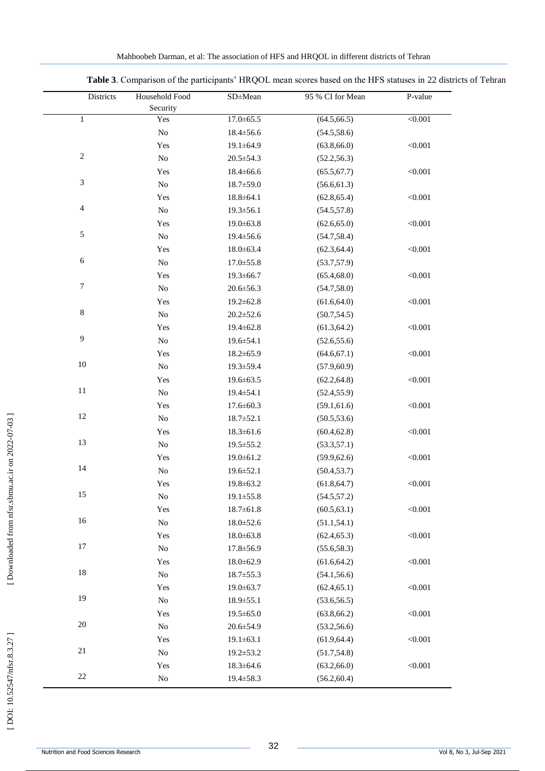**Table 3**. Comparison of the participants' HRQOL mean scores based on the HFS statuses in 22 districts of Tehran

| Districts | Household Food Security | SD±Mean | 95 % CI for Mean | P-value |
|---|---|---|---|---|
| 1 | Yes | 17.0±65.5 | (64.5,66.5) | <0.001 |
| | No | 18.4±56.6 | (54.5,58.6) | |
| 2 | Yes | 19.1±64.9 | (63.8,66.0) | <0.001 |
| | No | 20.5±54.3 | (52.2,56.3) | |
| 3 | Yes | 18.4±66.6 | (65.5,67.7) | <0.001 |
| | No | 18.7±59.0 | (56.6,61.3) | |
| 4 | Yes | 18.8±64.1 | (62.8,65.4) | <0.001 |
| | No | 19.3±56.1 | (54.5,57.8) | |
| 5 | Yes | 19.0±63.8 | (62.6,65.0) | <0.001 |
| | No | 19.4±56.6 | (54.7,58.4) | |
| 6 | Yes | 18.0±63.4 | (62.3,64.4) | <0.001 |
| | No | 17.0±55.8 | (53.7,57.9) | |
| 7 | Yes | 19.3±66.7 | (65.4,68.0) | <0.001 |
| | No | 20.6±56.3 | (54.7,58.0) | |
| 8 | Yes | 19.2±62.8 | (61.6,64.0) | <0.001 |
| | No | 20.2±52.6 | (50.7,54.5) | |
| 9 | Yes | 19.4±62.8 | (61.3,64.2) | <0.001 |
| | No | 19.6±54.1 | (52.6,55.6) | |
| 10 | Yes | 18.2±65.9 | (64.6,67.1) | <0.001 |
| | No | 19.3±59.4 | (57.9,60.9) | |
| 11 | Yes | 19.6±63.5 | (62.2,64.8) | <0.001 |
| | No | 19.4±54.1 | (52.4,55.9) | |
| 12 | Yes | 17.6±60.3 | (59.1,61.6) | <0.001 |
| | No | 18.7±52.1 | (50.5,53.6) | |
| 13 | Yes | 18.3±61.6 | (60.4,62.8) | <0.001 |
| | No | 19.5±55.2 | (53.3,57.1) | |
| 14 | Yes | 19.0±61.2 | (59.9,62.6) | <0.001 |
| | No | 19.6±52.1 | (50.4,53.7) | |
| 15 | Yes | 19.8±63.2 | (61.8,64.7) | <0.001 |
| | No | 19.1±55.8 | (54.5,57.2) | |
| 16 | Yes | 18.7±61.8 | (60.5,63.1) | <0.001 |
| | No | 18.0±52.6 | (51.1,54.1) | |
| 17 | Yes | 18.0±63.8 | (62.4,65.3) | <0.001 |
| | No | 17.8±56.9 | (55.6,58.3) | |
| 18 | Yes | 18.0±62.9 | (61.6,64.2) | <0.001 |
| | No | 18.7±55.3 | (54.1,56.6) | |
| 19 | Yes | 19.0±63.7 | (62.4,65.1) | <0.001 |
| | No | 18.9±55.1 | (53.6,56.5) | |
| 20 | Yes | 19.5±65.0 | (63.8,66.2) | <0.001 |
| | No | 20.6±54.9 | (53.2,56.6) | |
| 21 | Yes | 19.1±63.1 | (61.9,64.4) | <0.001 |
| | No | 19.2±53.2 | (51.7,54.8) | |
| 22 | Yes | 18.3±64.6 | (63.2,66.0) | <0.001 |
| | No | 19.4±58.3 | (56.2,60.4) | |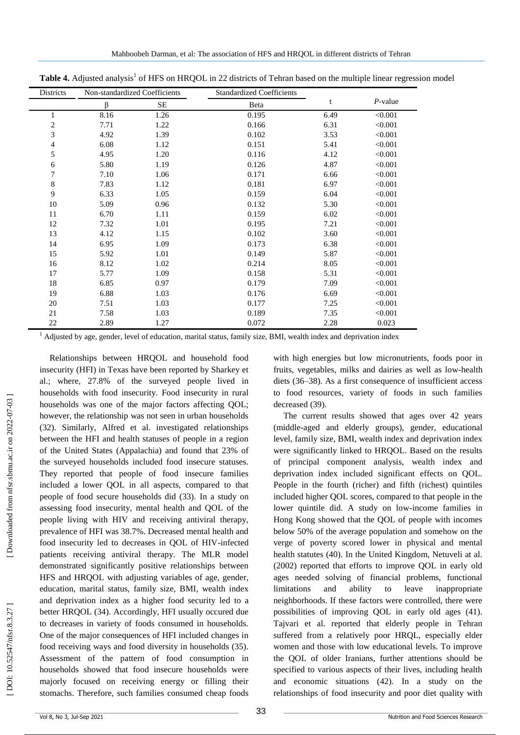**Table 4.** Adjusted analysis[1] of HFS on HRQOL in 22 districts of Tehran based on the multiple linear regression model

| Districts | Non-standardized Coefficients | | Standardized Coefficients | t | *P*-value |
|---|---|---|---|---|---|
| | β | SE | Beta | | |
| 1 | 8.16 | 1.26 | 0.195 | 6.49 | <0.001 |
| 2 | 7.71 | 1.22 | 0.166 | 6.31 | <0.001 |
| 3 | 4.92 | 1.39 | 0.102 | 3.53 | <0.001 |
| 4 | 6.08 | 1.12 | 0.151 | 5.41 | <0.001 |
| 5 | 4.95 | 1.20 | 0.116 | 4.12 | <0.001 |
| 6 | 5.80 | 1.19 | 0.126 | 4.87 | <0.001 |
| 7 | 7.10 | 1.06 | 0.171 | 6.66 | <0.001 |
| 8 | 7.83 | 1.12 | 0.181 | 6.97 | <0.001 |
| 9 | 6.33 | 1.05 | 0.159 | 6.04 | <0.001 |
| 10 | 5.09 | 0.96 | 0.132 | 5.30 | <0.001 |
| 11 | 6.70 | 1.11 | 0.159 | 6.02 | <0.001 |
| 12 | 7.32 | 1.01 | 0.195 | 7.21 | <0.001 |
| 13 | 4.12 | 1.15 | 0.102 | 3.60 | <0.001 |
| 14 | 6.95 | 1.09 | 0.173 | 6.38 | <0.001 |
| 15 | 5.92 | 1.01 | 0.149 | 5.87 | <0.001 |
| 16 | 8.12 | 1.02 | 0.214 | 8.05 | <0.001 |
| 17 | 5.77 | 1.09 | 0.158 | 5.31 | <0.001 |
| 18 | 6.85 | 0.97 | 0.179 | 7.09 | <0.001 |
| 19 | 6.88 | 1.03 | 0.176 | 6.69 | <0.001 |
| 20 | 7.51 | 1.03 | 0.177 | 7.25 | <0.001 |
| 21 | 7.58 | 1.03 | 0.189 | 7.35 | <0.001 |
| 22 | 2.89 | 1.27 | 0.072 | 2.28 | 0.023 |

[1] Adjusted by age, gender, level of education, marital status, family size, BMI, wealth index and deprivation index

Relationships between HRQOL and household food insecurity (HFI) in Texas have been reported by Sharkey et al.; where, 27.8% of the surveyed people lived in households with food insecurity. Food insecurity in rural households was one of the major factors affecting QOL; however, the relationship was not seen in urban households (32). Similarly, Alfred et al. investigated relationships between the HFI and health statuses of people in a region of the United States (Appalachia) and found that 23% of the surveyed households included food insecure statuses. They reported that people of food insecure families included a lower QOL in all aspects, compared to that people of food secure households did (33). In a study on assessing food insecurity, mental health and QOL of the people living with HIV and receiving antiviral therapy, prevalence of HFI was 38.7%. Decreased mental health and food insecurity led to decreases in QOL of HIV-infected patients receiving antiviral therapy. The MLR model demonstrated significantly positive relationships between HFS and HRQOL with adjusting variables of age, gender, education, marital status, family size, BMI, wealth index and deprivation index as a higher food security led to a better HRQOL (34). Accordingly, HFI usually occured due to decreases in variety of foods consumed in households. One of the major consequences of HFI included changes in food receiving ways and food diversity in households (35). Assessment of the pattern of food consumption in households showed that food insecure households were majorly focused on receiving energy or filling their stomachs. Therefore, such families consumed cheap foods with high energies but low micronutrients, foods poor in fruits, vegetables, milks and dairies as well as low-health diets (36–38). As a first consequence of insufficient access to food resources, variety of foods in such families decreased (39).

The current results showed that ages over 42 years (middle-aged and elderly groups), gender, educational level, family size, BMI, wealth index and deprivation index were significantly linked to HRQOL. Based on the results of principal component analysis, wealth index and deprivation index included significant effects on QOL. People in the fourth (richer) and fifth (richest) quintiles included higher QOL scores, compared to that people in the lower quintile did. A study on low-income families in Hong Kong showed that the QOL of people with incomes below 50% of the average population and somehow on the verge of poverty scored lower in physical and mental health statutes (40). In the United Kingdom, Netuveli at al. (2002) reported that efforts to improve QOL in early old ages needed solving of financial problems, functional limitations and ability to leave inappropriate neighborhoods. If these factors were controlled, there were possibilities of improving QOL in early old ages (41). Tajvari et al. reported that elderly people in Tehran suffered from a relatively poor HRQL, especially elder women and those with low educational levels. To improve the QOL of older Iranians, further attentions should be specified to various aspects of their lives, including health and economic situations (42). In a study on the relationships of food insecurity and poor diet quality with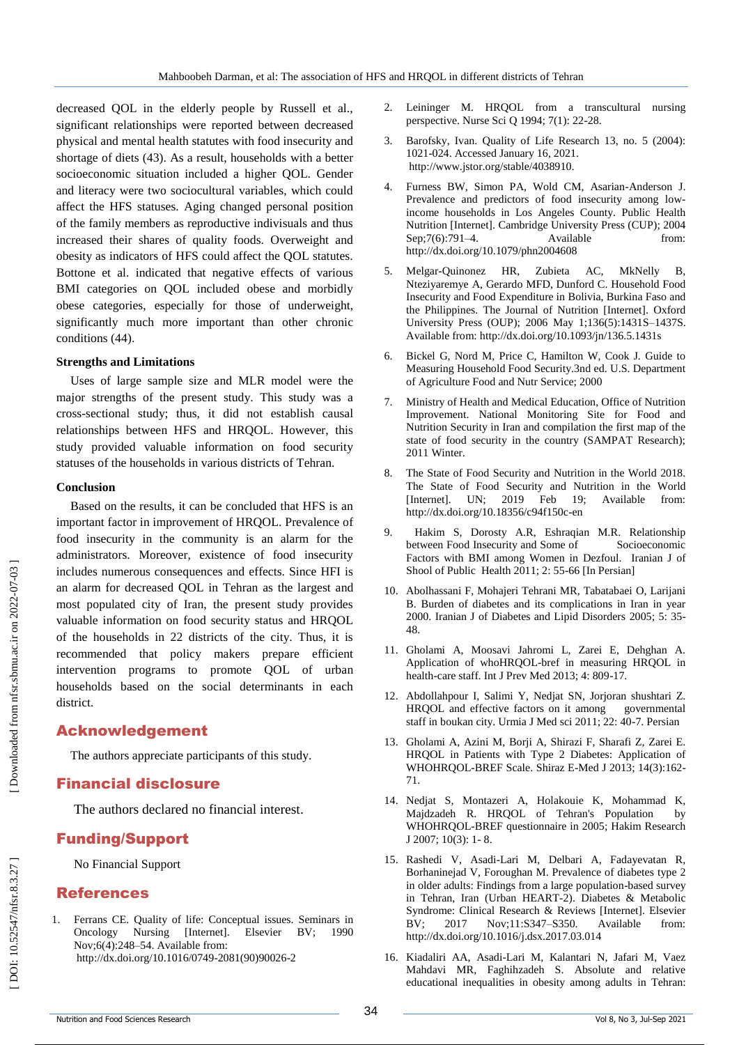decreased QOL in the elderly people by Russell et al., significant relationships were reported between decreased physical and mental health statutes with food insecurity and shortage of diets (43). As a result, households with a better socioeconomic situation included a higher QOL. Gender and literacy were two sociocultural variables, which could affect the HFS statuses. Aging changed personal position of the family members as reproductive indivisuals and thus increased their shares of quality foods. Overweight and obesity as indicators of HFS could affect the QOL statutes. Bottone et al. indicated that negative effects of various BMI categories on QOL included obese and morbidly obese categories, especially for those of underweight, significantly much more important than other chronic conditions (44).

### Strengths and Limitations

Uses of large sample size and MLR model were the major strengths of the present study. This study was a cross-sectional study; thus, it did not establish causal relationships between HFS and HRQOL. However, this study provided valuable information on food security statuses of the households in various districts of Tehran.

### Conclusion

Based on the results, it can be concluded that HFS is an important factor in improvement of HRQOL. Prevalence of food insecurity in the community is an alarm for the administrators. Moreover, existence of food insecurity includes numerous consequences and effects. Since HFI is an alarm for decreased QOL in Tehran as the largest and most populated city of Iran, the present study provides valuable information on food security status and HRQOL of the households in 22 districts of the city. Thus, it is recommended that policy makers prepare efficient intervention programs to promote QOL of urban households based on the social determinants in each district.

## Acknowledgement

The authors appreciate participants of this study.

## Financial disclosure

The authors declared no financial interest.

## Funding/Support

No Financial Support

## References

1. Ferrans CE. Quality of life: Conceptual issues. Seminars in Oncology Nursing [Internet]. Elsevier BV; 1990 Nov;6(4):248–54. Available from: http://dx.doi.org/10.1016/0749-2081(90)90026-2
2. Leininger M. HRQOL from a transcultural nursing perspective. Nurse Sci Q 1994; 7(1): 22-28.
3. Barofsky, Ivan. Quality of Life Research 13, no. 5 (2004): 1021-024. Accessed January 16, 2021. http://www.jstor.org/stable/4038910.
4. Furness BW, Simon PA, Wold CM, Asarian-Anderson J. Prevalence and predictors of food insecurity among low-income households in Los Angeles County. Public Health Nutrition [Internet]. Cambridge University Press (CUP); 2004 Sep;7(6):791–4. Available from: http://dx.doi.org/10.1079/phn2004608
5. Melgar-Quinonez HR, Zubieta AC, MkNelly B, Nteziyaremye A, Gerardo MFD, Dunford C. Household Food Insecurity and Food Expenditure in Bolivia, Burkina Faso and the Philippines. The Journal of Nutrition [Internet]. Oxford University Press (OUP); 2006 May 1;136(5):1431S–1437S. Available from: http://dx.doi.org/10.1093/jn/136.5.1431s
6. Bickel G, Nord M, Price C, Hamilton W, Cook J. Guide to Measuring Household Food Security.3nd ed. U.S. Department of Agriculture Food and Nutr Service; 2000
7. Ministry of Health and Medical Education, Office of Nutrition Improvement. National Monitoring Site for Food and Nutrition Security in Iran and compilation the first map of the state of food security in the country (SAMPAT Research); 2011 Winter.
8. The State of Food Security and Nutrition in the World 2018. The State of Food Security and Nutrition in the World [Internet]. UN; 2019 Feb 19; Available from: http://dx.doi.org/10.18356/c94f150c-en
9. Hakim S, Dorosty A.R, Eshraqian M.R. Relationship between Food Insecurity and Some of Socioeconomic Factors with BMI among Women in Dezfoul. Iranian J of Shool of Public Health 2011; 2: 55-66 [In Persian]
10. Abolhassani F, Mohajeri Tehrani MR, Tabatabaei O, Larijani B. Burden of diabetes and its complications in Iran in year 2000. Iranian J of Diabetes and Lipid Disorders 2005; 5: 35-48.
11. Gholami A, Moosavi Jahromi L, Zarei E, Dehghan A. Application of whoHRQOL-bref in measuring HRQOL in health-care staff. Int J Prev Med 2013; 4: 809-17.
12. Abdollahpour I, Salimi Y, Nedjat SN, Jorjoran shushtari Z. HRQOL and effective factors on it among governmental staff in boukan city. Urmia J Med sci 2011; 22: 40-7. Persian
13. Gholami A, Azini M, Borji A, Shirazi F, Sharafi Z, Zarei E. HRQOL in Patients with Type 2 Diabetes: Application of WHOHRQOL-BREF Scale. Shiraz E-Med J 2013; 14(3):162-71.
14. Nedjat S, Montazeri A, Holakouie K, Mohammad K, Majdzadeh R. HRQOL of Tehran's Population by WHOHRQOL-BREF questionnaire in 2005; Hakim Research J 2007; 10(3): 1- 8.
15. Rashedi V, Asadi-Lari M, Delbari A, Fadayevatan R, Borhaninejad V, Foroughan M. Prevalence of diabetes type 2 in older adults: Findings from a large population-based survey in Tehran, Iran (Urban HEART-2). Diabetes & Metabolic Syndrome: Clinical Research & Reviews [Internet]. Elsevier BV; 2017 Nov;11:S347–S350. Available from: http://dx.doi.org/10.1016/j.dsx.2017.03.014
16. Kiadaliri AA, Asadi-Lari M, Kalantari N, Jafari M, Vaez Mahdavi MR, Faghihzadeh S. Absolute and relative educational inequalities in obesity among adults in Tehran: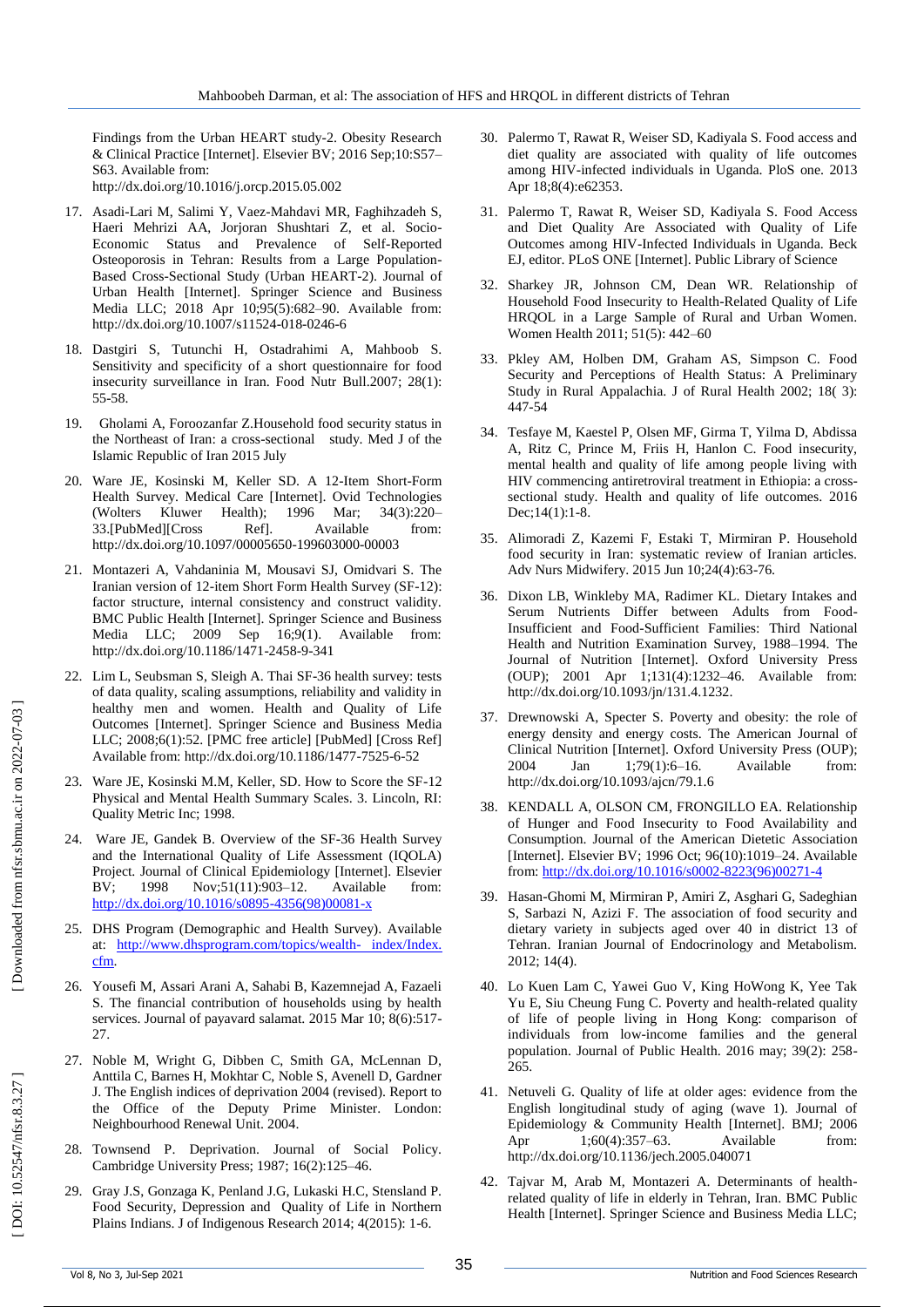Findings from the Urban HEART study-2. Obesity Research & Clinical Practice [Internet]. Elsevier BV; 2016 Sep;10:S57–S63. Available from: http://dx.doi.org/10.1016/j.orcp.2015.05.002

17. Asadi-Lari M, Salimi Y, Vaez-Mahdavi MR, Faghihzadeh S, Haeri Mehrizi AA, Jorjoran Shushtari Z, et al. Socio-Economic Status and Prevalence of Self-Reported Osteoporosis in Tehran: Results from a Large Population-Based Cross-Sectional Study (Urban HEART-2). Journal of Urban Health [Internet]. Springer Science and Business Media LLC; 2018 Apr 10;95(5):682–90. Available from: http://dx.doi.org/10.1007/s11524-018-0246-6
18. Dastgiri S, Tutunchi H, Ostadrahimi A, Mahboob S. Sensitivity and specificity of a short questionnaire for food insecurity surveillance in Iran. Food Nutr Bull.2007; 28(1): 55-58.
19. Gholami A, Foroozanfar Z.Household food security status in the Northeast of Iran: a cross-sectional study. Med J of the Islamic Republic of Iran 2015 July
20. Ware JE, Kosinski M, Keller SD. A 12-Item Short-Form Health Survey. Medical Care [Internet]. Ovid Technologies (Wolters Kluwer Health); 1996 Mar; 34(3):220–33.[PubMed][Cross Ref]. Available from: http://dx.doi.org/10.1097/00005650-199603000-00003
21. Montazeri A, Vahdaninia M, Mousavi SJ, Omidvari S. The Iranian version of 12-item Short Form Health Survey (SF-12): factor structure, internal consistency and construct validity. BMC Public Health [Internet]. Springer Science and Business Media LLC; 2009 Sep 16;9(1). Available from: http://dx.doi.org/10.1186/1471-2458-9-341
22. Lim L, Seubsman S, Sleigh A. Thai SF-36 health survey: tests of data quality, scaling assumptions, reliability and validity in healthy men and women. Health and Quality of Life Outcomes [Internet]. Springer Science and Business Media LLC; 2008;6(1):52. [PMC free article] [PubMed] [Cross Ref] Available from: http://dx.doi.org/10.1186/1477-7525-6-52
23. Ware JE, Kosinski M.M, Keller, SD. How to Score the SF-12 Physical and Mental Health Summary Scales. 3. Lincoln, RI: Quality Metric Inc; 1998.
24. Ware JE, Gandek B. Overview of the SF-36 Health Survey and the International Quality of Life Assessment (IQOLA) Project. Journal of Clinical Epidemiology [Internet]. Elsevier BV; 1998 Nov;51(11):903–12. Available from: http://dx.doi.org/10.1016/s0895-4356(98)00081-x
25. DHS Program (Demographic and Health Survey). Available at: http://www.dhsprogram.com/topics/wealth- index/Index.cfm.
26. Yousefi M, Assari Arani A, Sahabi B, Kazemnejad A, Fazaeli S. The financial contribution of households using by health services. Journal of payavard salamat. 2015 Mar 10; 8(6):517-27.
27. Noble M, Wright G, Dibben C, Smith GA, McLennan D, Anttila C, Barnes H, Mokhtar C, Noble S, Avenell D, Gardner J. The English indices of deprivation 2004 (revised). Report to the Office of the Deputy Prime Minister. London: Neighbourhood Renewal Unit. 2004.
28. Townsend P. Deprivation. Journal of Social Policy. Cambridge University Press; 1987; 16(2):125–46.
29. Gray J.S, Gonzaga K, Penland J.G, Lukaski H.C, Stensland P. Food Security, Depression and Quality of Life in Northern Plains Indians. J of Indigenous Research 2014; 4(2015): 1-6.
30. Palermo T, Rawat R, Weiser SD, Kadiyala S. Food access and diet quality are associated with quality of life outcomes among HIV-infected individuals in Uganda. PloS one. 2013 Apr 18;8(4):e62353.
31. Palermo T, Rawat R, Weiser SD, Kadiyala S. Food Access and Diet Quality Are Associated with Quality of Life Outcomes among HIV-Infected Individuals in Uganda. Beck EJ, editor. PLoS ONE [Internet]. Public Library of Science
32. Sharkey JR, Johnson CM, Dean WR. Relationship of Household Food Insecurity to Health-Related Quality of Life HRQOL in a Large Sample of Rural and Urban Women. Women Health 2011; 51(5): 442–60
33. Pkley AM, Holben DM, Graham AS, Simpson C. Food Security and Perceptions of Health Status: A Preliminary Study in Rural Appalachia. J of Rural Health 2002; 18( 3): 447-54
34. Tesfaye M, Kaestel P, Olsen MF, Girma T, Yilma D, Abdissa A, Ritz C, Prince M, Friis H, Hanlon C. Food insecurity, mental health and quality of life among people living with HIV commencing antiretroviral treatment in Ethiopia: a cross-sectional study. Health and quality of life outcomes. 2016 Dec;14(1):1-8.
35. Alimoradi Z, Kazemi F, Estaki T, Mirmiran P. Household food security in Iran: systematic review of Iranian articles. Adv Nurs Midwifery. 2015 Jun 10;24(4):63-76.
36. Dixon LB, Winkleby MA, Radimer KL. Dietary Intakes and Serum Nutrients Differ between Adults from Food-Insufficient and Food-Sufficient Families: Third National Health and Nutrition Examination Survey, 1988–1994. The Journal of Nutrition [Internet]. Oxford University Press (OUP); 2001 Apr 1;131(4):1232–46. Available from: http://dx.doi.org/10.1093/jn/131.4.1232.
37. Drewnowski A, Specter S. Poverty and obesity: the role of energy density and energy costs. The American Journal of Clinical Nutrition [Internet]. Oxford University Press (OUP); 2004 Jan 1;79(1):6–16. Available from: http://dx.doi.org/10.1093/ajcn/79.1.6
38. KENDALL A, OLSON CM, FRONGILLO EA. Relationship of Hunger and Food Insecurity to Food Availability and Consumption. Journal of the American Dietetic Association [Internet]. Elsevier BV; 1996 Oct; 96(10):1019–24. Available from: http://dx.doi.org/10.1016/s0002-8223(96)00271-4
39. Hasan-Ghomi M, Mirmiran P, Amiri Z, Asghari G, Sadeghian S, Sarbazi N, Azizi F. The association of food security and dietary variety in subjects aged over 40 in district 13 of Tehran. Iranian Journal of Endocrinology and Metabolism. 2012; 14(4).
40. Lo Kuen Lam C, Yawei Guo V, King HoWong K, Yee Tak Yu E, Siu Cheung Fung C. Poverty and health-related quality of life of people living in Hong Kong: comparison of individuals from low-income families and the general population. Journal of Public Health. 2016 may; 39(2): 258-265.
41. Netuveli G. Quality of life at older ages: evidence from the English longitudinal study of aging (wave 1). Journal of Epidemiology & Community Health [Internet]. BMJ; 2006 Apr 1;60(4):357–63. Available from: http://dx.doi.org/10.1136/jech.2005.040071
42. Tajvar M, Arab M, Montazeri A. Determinants of health-related quality of life in elderly in Tehran, Iran. BMC Public Health [Internet]. Springer Science and Business Media LLC;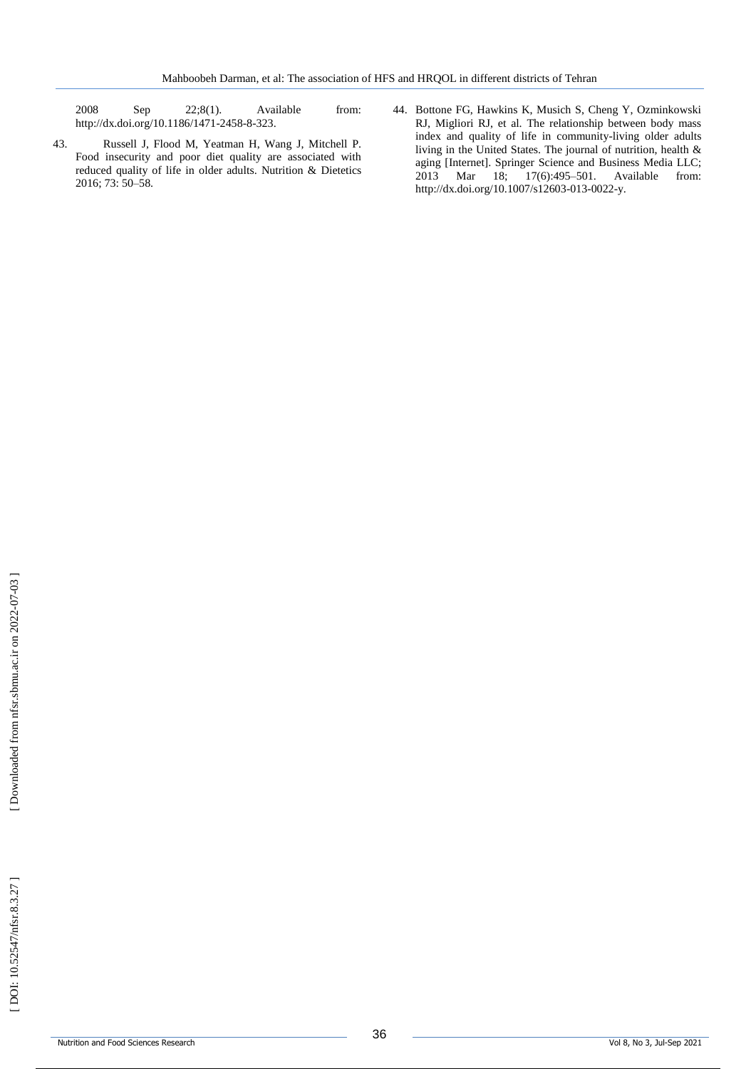2008 Sep 22;8(1). Available from: http://dx.doi.org/10.1186/1471-2458-8-323.

43. Russell J, Flood M, Yeatman H, Wang J, Mitchell P. Food insecurity and poor diet quality are associated with reduced quality of life in older adults. Nutrition & Dietetics 2016; 73: 50–58.

44. Bottone FG, Hawkins K, Musich S, Cheng Y, Ozminkowski RJ, Migliori RJ, et al. The relationship between body mass index and quality of life in community-living older adults living in the United States. The journal of nutrition, health & aging [Internet]. Springer Science and Business Media LLC; 2013 Mar 18; 17(6):495–501. Available from: http://dx.doi.org/10.1007/s12603-013-0022-y.